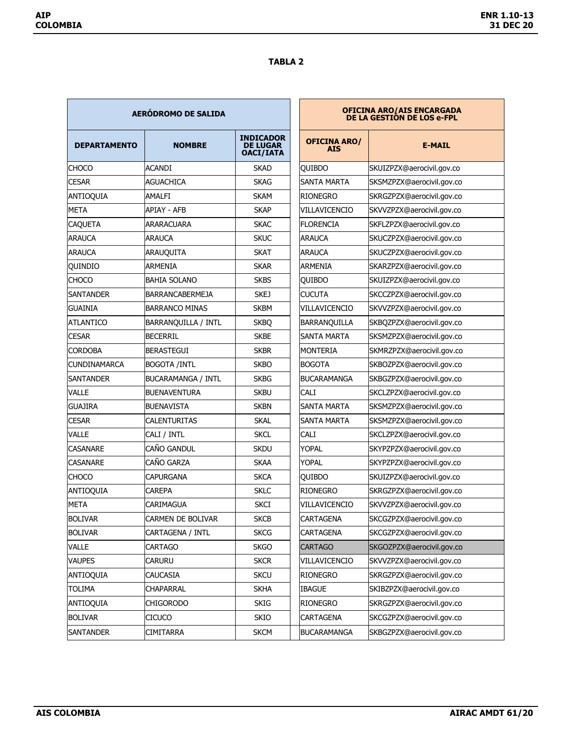**TABLA 2**

| AERÓDROMO DE SALIDA | | | OFICINA ARO/AIS ENCARGADA DE LA GESTIÓN DE LOS e-FPL | |
|---|---|---|---|---|
| **DEPARTAMENTO** | **NOMBRE** | **INDICADOR DE LUGAR OACI/IATA** | **OFICINA ARO/ AIS** | **E-MAIL** |
| CHOCO | ACANDI | SKAD | QUIBDO | SKUIZPZX@aerocivil.gov.co |
| CESAR | AGUACHICA | SKAG | SANTA MARTA | SKSMZPZX@aerocivil.gov.co |
| ANTIOQUIA | AMALFI | SKAM | RIONEGRO | SKRGZPZX@aerocivil.gov.co |
| META | APIAY - AFB | SKAP | VILLAVICENCIO | SKVVZPZX@aerocivil.gov.co |
| CAQUETA | ARARACUARA | SKAC | FLORENCIA | SKFLZPZX@aerocivil.gov.co |
| ARAUCA | ARAUCA | SKUC | ARAUCA | SKUCZPZX@aerocivil.gov.co |
| ARAUCA | ARAUQUITA | SKAT | ARAUCA | SKUCZPZX@aerocivil.gov.co |
| QUINDIO | ARMENIA | SKAR | ARMENIA | SKARZPZX@aerocivil.gov.co |
| CHOCO | BAHIA SOLANO | SKBS | QUIBDO | SKUIZPZX@aerocivil.gov.co |
| SANTANDER | BARRANCABERMEJA | SKEJ | CUCUTA | SKCCZPZX@aerocivil.gov.co |
| GUAINIA | BARRANCO MINAS | SKBM | VILLAVICENCIO | SKVVZPZX@aerocivil.gov.co |
| ATLANTICO | BARRANQUILLA / INTL | SKBQ | BARRANQUILLA | SKBQZPZX@aerocivil.gov.co |
| CESAR | BECERRIL | SKBE | SANTA MARTA | SKSMZPZX@aerocivil.gov.co |
| CORDOBA | BERASTEGUI | SKBR | MONTERIA | SKMRZPZX@aerocivil.gov.co |
| CUNDINAMARCA | BOGOTA /INTL | SKBO | BOGOTA | SKBOZPZX@aerocivil.gov.co |
| SANTANDER | BUCARAMANGA / INTL | SKBG | BUCARAMANGA | SKBGZPZX@aerocivil.gov.co |
| VALLE | BUENAVENTURA | SKBU | CALI | SKCLZPZX@aerocivil.gov.co |
| GUAJIRA | BUENAVISTA | SKBN | SANTA MARTA | SKSMZPZX@aerocivil.gov.co |
| CESAR | CALENTURITAS | SKAL | SANTA MARTA | SKSMZPZX@aerocivil.gov.co |
| VALLE | CALI / INTL | SKCL | CALI | SKCLZPZX@aerocivil.gov.co |
| CASANARE | CAÑO GANDUL | SKDU | YOPAL | SKYPZPZX@aerocivil.gov.co |
| CASANARE | CAÑO GARZA | SKAA | YOPAL | SKYPZPZX@aerocivil.gov.co |
| CHOCO | CAPURGANA | SKCA | QUIBDO | SKUIZPZX@aerocivil.gov.co |
| ANTIOQUIA | CAREPA | SKLC | RIONEGRO | SKRGZPZX@aerocivil.gov.co |
| META | CARIMAGUA | SKCI | VILLAVICENCIO | SKVVZPZX@aerocivil.gov.co |
| BOLIVAR | CARMEN DE BOLIVAR | SKCB | CARTAGENA | SKCGZPZX@aerocivil.gov.co |
| BOLIVAR | CARTAGENA / INTL | SKCG | CARTAGENA | SKCGZPZX@aerocivil.gov.co |
| VALLE | CARTAGO | SKGO | CARTAGO | SKGOZPZX@aerocivil.gov.co |
| VAUPES | CARURU | SKCR | VILLAVICENCIO | SKVVZPZX@aerocivil.gov.co |
| ANTIOQUIA | CAUCASIA | SKCU | RIONEGRO | SKRGZPZX@aerocivil.gov.co |
| TOLIMA | CHAPARRAL | SKHA | IBAGUE | SKIBZPZX@aerocivil.gov.co |
| ANTIOQUIA | CHIGORODO | SKIG | RIONEGRO | SKRGZPZX@aerocivil.gov.co |
| BOLIVAR | CICUCO | SKIO | CARTAGENA | SKCGZPZX@aerocivil.gov.co |
| SANTANDER | CIMITARRA | SKCM | BUCARAMANGA | SKBGZPZX@aerocivil.gov.co |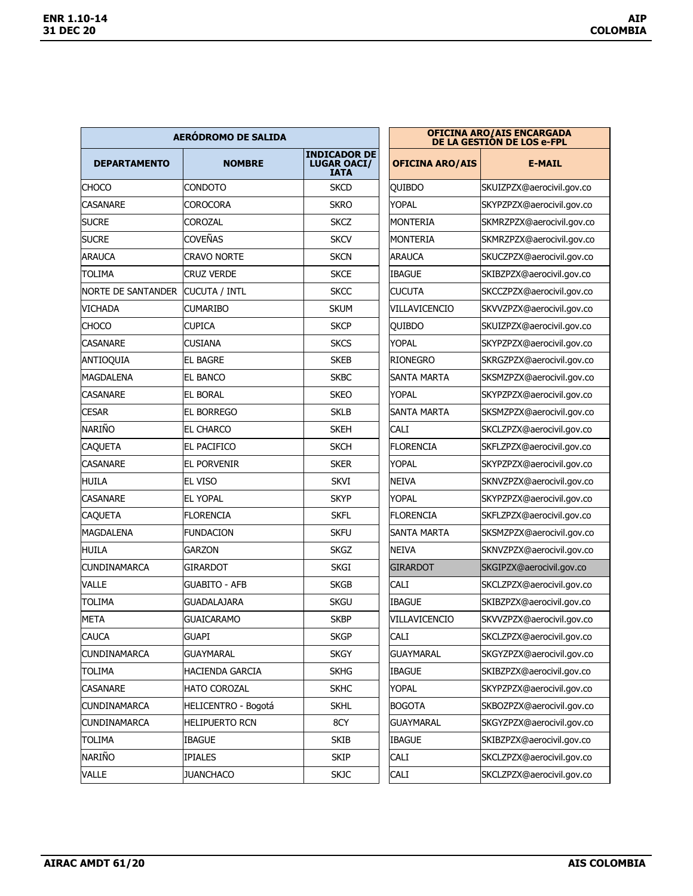| AERÓDROMO DE SALIDA | | | OFICINA ARO/AIS ENCARGADA DE LA GESTIÓN DE LOS e-FPL | |
|---|---|---|---|---|
| **DEPARTAMENTO** | **NOMBRE** | **INDICADOR DE LUGAR OACI/ IATA** | **OFICINA ARO/AIS** | **E-MAIL** |
| CHOCO | CONDOTO | SKCD | QUIBDO | SKUIZPZX@aerocivil.gov.co |
| CASANARE | COROCORA | SKRO | YOPAL | SKYPZPZX@aerocivil.gov.co |
| SUCRE | COROZAL | SKCZ | MONTERIA | SKMRZPZX@aerocivil.gov.co |
| SUCRE | COVEÑAS | SKCV | MONTERIA | SKMRZPZX@aerocivil.gov.co |
| ARAUCA | CRAVO NORTE | SKCN | ARAUCA | SKUCZPZX@aerocivil.gov.co |
| TOLIMA | CRUZ VERDE | SKCE | IBAGUE | SKIBZPZX@aerocivil.gov.co |
| NORTE DE SANTANDER | CUCUTA / INTL | SKCC | CUCUTA | SKCCZPZX@aerocivil.gov.co |
| VICHADA | CUMARIBO | SKUM | VILLAVICENCIO | SKVVZPZX@aerocivil.gov.co |
| CHOCO | CUPICA | SKCP | QUIBDO | SKUIZPZX@aerocivil.gov.co |
| CASANARE | CUSIANA | SKCS | YOPAL | SKYPZPZX@aerocivil.gov.co |
| ANTIOQUIA | EL BAGRE | SKEB | RIONEGRO | SKRGZPZX@aerocivil.gov.co |
| MAGDALENA | EL BANCO | SKBC | SANTA MARTA | SKSMZPZX@aerocivil.gov.co |
| CASANARE | EL BORAL | SKEO | YOPAL | SKYPZPZX@aerocivil.gov.co |
| CESAR | EL BORREGO | SKLB | SANTA MARTA | SKSMZPZX@aerocivil.gov.co |
| NARIÑO | EL CHARCO | SKEH | CALI | SKCLZPZX@aerocivil.gov.co |
| CAQUETA | EL PACIFICO | SKCH | FLORENCIA | SKFLZPZX@aerocivil.gov.co |
| CASANARE | EL PORVENIR | SKER | YOPAL | SKYPZPZX@aerocivil.gov.co |
| HUILA | EL VISO | SKVI | NEIVA | SKNVZPZX@aerocivil.gov.co |
| CASANARE | EL YOPAL | SKYP | YOPAL | SKYPZPZX@aerocivil.gov.co |
| CAQUETA | FLORENCIA | SKFL | FLORENCIA | SKFLZPZX@aerocivil.gov.co |
| MAGDALENA | FUNDACION | SKFU | SANTA MARTA | SKSMZPZX@aerocivil.gov.co |
| HUILA | GARZON | SKGZ | NEIVA | SKNVZPZX@aerocivil.gov.co |
| CUNDINAMARCA | GIRARDOT | SKGI | GIRARDOT | SKGIPZX@aerocivil.gov.co |
| VALLE | GUABITO - AFB | SKGB | CALI | SKCLZPZX@aerocivil.gov.co |
| TOLIMA | GUADALAJARA | SKGU | IBAGUE | SKIBZPZX@aerocivil.gov.co |
| META | GUAICARAMO | SKBP | VILLAVICENCIO | SKVVZPZX@aerocivil.gov.co |
| CAUCA | GUAPI | SKGP | CALI | SKCLZPZX@aerocivil.gov.co |
| CUNDINAMARCA | GUAYMARAL | SKGY | GUAYMARAL | SKGYZPZX@aerocivil.gov.co |
| TOLIMA | HACIENDA GARCIA | SKHG | IBAGUE | SKIBZPZX@aerocivil.gov.co |
| CASANARE | HATO COROZAL | SKHC | YOPAL | SKYPZPZX@aerocivil.gov.co |
| CUNDINAMARCA | HELICENTRO - Bogotá | SKHL | BOGOTA | SKBOZPZX@aerocivil.gov.co |
| CUNDINAMARCA | HELIPUERTO RCN | 8CY | GUAYMARAL | SKGYZPZX@aerocivil.gov.co |
| TOLIMA | IBAGUE | SKIB | IBAGUE | SKIBZPZX@aerocivil.gov.co |
| NARIÑO | IPIALES | SKIP | CALI | SKCLZPZX@aerocivil.gov.co |
| VALLE | JUANCHACO | SKJC | CALI | SKCLZPZX@aerocivil.gov.co |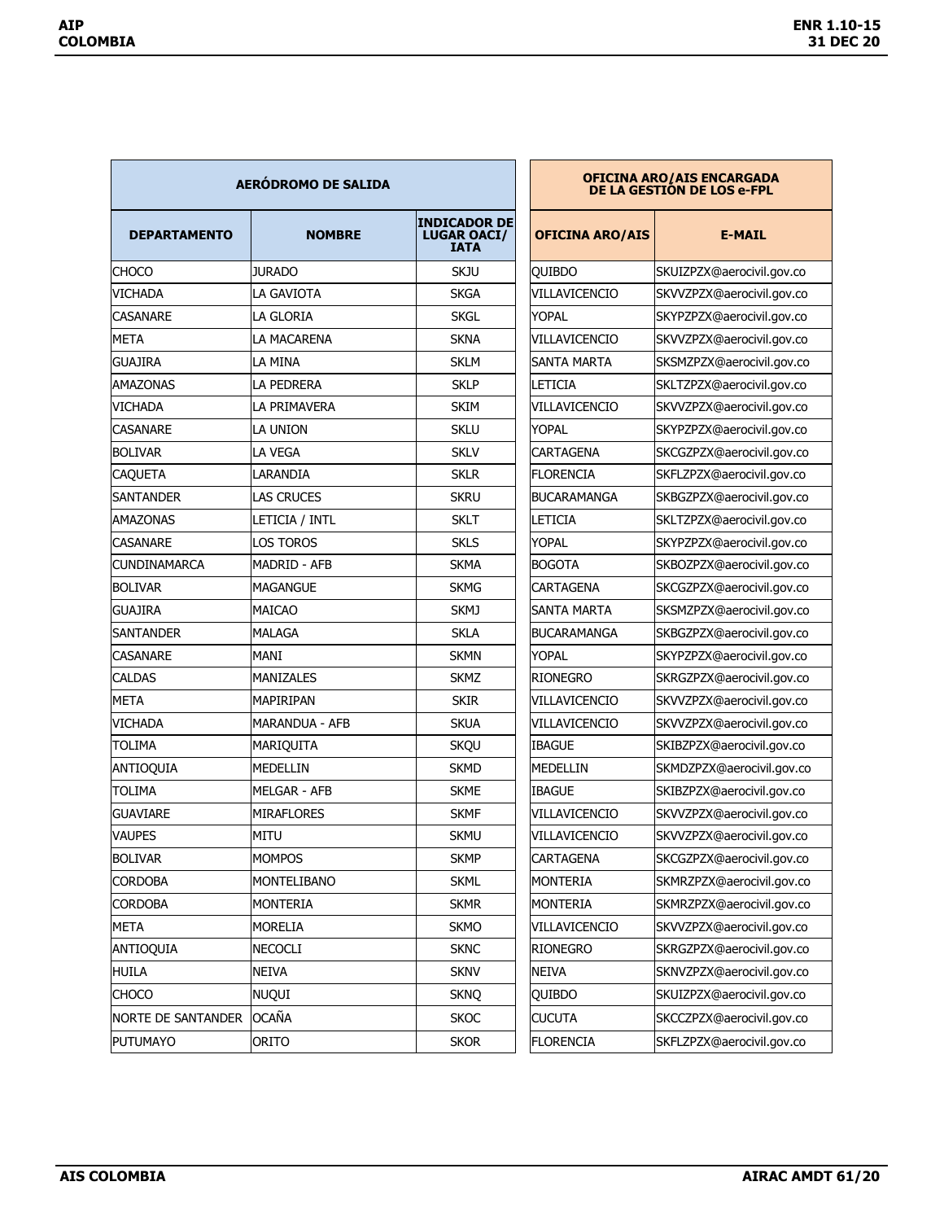| AERÓDROMO DE SALIDA | | | OFICINA ARO/AIS ENCARGADA DE LA GESTIÓN DE LOS e-FPL | |
|---|---|---|---|---|
| **DEPARTAMENTO** | **NOMBRE** | **INDICADOR DE LUGAR OACI/ IATA** | **OFICINA ARO/AIS** | **E-MAIL** |
| CHOCO | JURADO | SKJU | QUIBDO | SKUIZPZX@aerocivil.gov.co |
| VICHADA | LA GAVIOTA | SKGA | VILLAVICENCIO | SKVVZPZX@aerocivil.gov.co |
| CASANARE | LA GLORIA | SKGL | YOPAL | SKYPZPZX@aerocivil.gov.co |
| META | LA MACARENA | SKNA | VILLAVICENCIO | SKVVZPZX@aerocivil.gov.co |
| GUAJIRA | LA MINA | SKLM | SANTA MARTA | SKSMZPZX@aerocivil.gov.co |
| AMAZONAS | LA PEDRERA | SKLP | LETICIA | SKLTZPZX@aerocivil.gov.co |
| VICHADA | LA PRIMAVERA | SKIM | VILLAVICENCIO | SKVVZPZX@aerocivil.gov.co |
| CASANARE | LA UNION | SKLU | YOPAL | SKYPZPZX@aerocivil.gov.co |
| BOLIVAR | LA VEGA | SKLV | CARTAGENA | SKCGZPZX@aerocivil.gov.co |
| CAQUETA | LARANDIA | SKLR | FLORENCIA | SKFLZPZX@aerocivil.gov.co |
| SANTANDER | LAS CRUCES | SKRU | BUCARAMANGA | SKBGZPZX@aerocivil.gov.co |
| AMAZONAS | LETICIA / INTL | SKLT | LETICIA | SKLTZPZX@aerocivil.gov.co |
| CASANARE | LOS TOROS | SKLS | YOPAL | SKYPZPZX@aerocivil.gov.co |
| CUNDINAMARCA | MADRID - AFB | SKMA | BOGOTA | SKBOZPZX@aerocivil.gov.co |
| BOLIVAR | MAGANGUE | SKMG | CARTAGENA | SKCGZPZX@aerocivil.gov.co |
| GUAJIRA | MAICAO | SKMJ | SANTA MARTA | SKSMZPZX@aerocivil.gov.co |
| SANTANDER | MALAGA | SKLA | BUCARAMANGA | SKBGZPZX@aerocivil.gov.co |
| CASANARE | MANI | SKMN | YOPAL | SKYPZPZX@aerocivil.gov.co |
| CALDAS | MANIZALES | SKMZ | RIONEGRO | SKRGZPZX@aerocivil.gov.co |
| META | MAPIRIPAN | SKIR | VILLAVICENCIO | SKVVZPZX@aerocivil.gov.co |
| VICHADA | MARANDUA - AFB | SKUA | VILLAVICENCIO | SKVVZPZX@aerocivil.gov.co |
| TOLIMA | MARIQUITA | SKQU | IBAGUE | SKIBZPZX@aerocivil.gov.co |
| ANTIOQUIA | MEDELLIN | SKMD | MEDELLIN | SKMDZPZX@aerocivil.gov.co |
| TOLIMA | MELGAR - AFB | SKME | IBAGUE | SKIBZPZX@aerocivil.gov.co |
| GUAVIARE | MIRAFLORES | SKMF | VILLAVICENCIO | SKVVZPZX@aerocivil.gov.co |
| VAUPES | MITU | SKMU | VILLAVICENCIO | SKVVZPZX@aerocivil.gov.co |
| BOLIVAR | MOMPOS | SKMP | CARTAGENA | SKCGZPZX@aerocivil.gov.co |
| CORDOBA | MONTELIBANO | SKML | MONTERIA | SKMRZPZX@aerocivil.gov.co |
| CORDOBA | MONTERIA | SKMR | MONTERIA | SKMRZPZX@aerocivil.gov.co |
| META | MORELIA | SKMO | VILLAVICENCIO | SKVVZPZX@aerocivil.gov.co |
| ANTIOQUIA | NECOCLI | SKNC | RIONEGRO | SKRGZPZX@aerocivil.gov.co |
| HUILA | NEIVA | SKNV | NEIVA | SKNVZPZX@aerocivil.gov.co |
| CHOCO | NUQUI | SKNQ | QUIBDO | SKUIZPZX@aerocivil.gov.co |
| NORTE DE SANTANDER | OCAÑA | SKOC | CUCUTA | SKCCZPZX@aerocivil.gov.co |
| PUTUMAYO | ORITO | SKOR | FLORENCIA | SKFLZPZX@aerocivil.gov.co |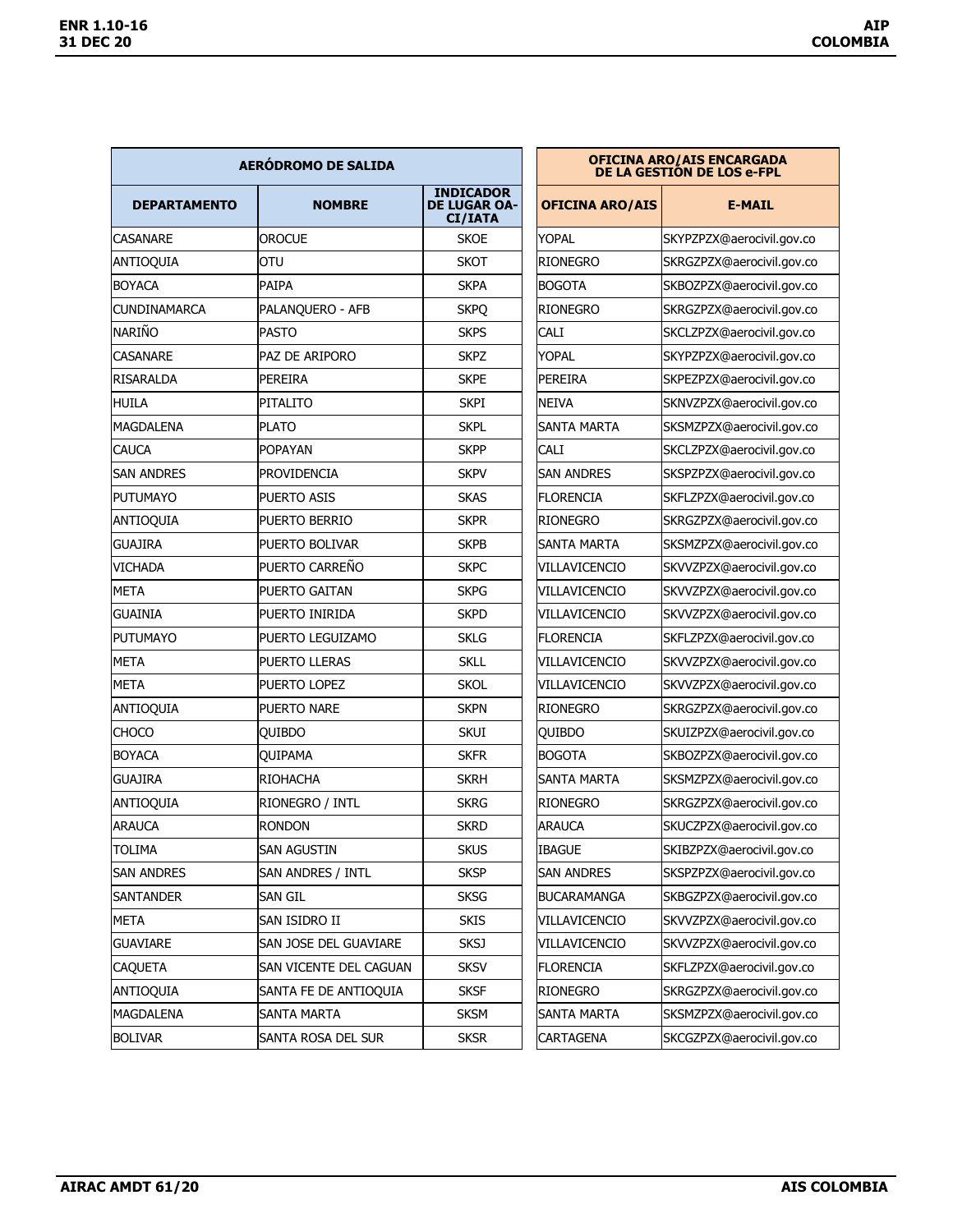| AERÓDROMO DE SALIDA | | | OFICINA ARO/AIS ENCARGADA DE LA GESTIÓN DE LOS e-FPL | |
|---|---|---|---|---|
| **DEPARTAMENTO** | **NOMBRE** | **INDICADOR DE LUGAR OACI/IATA** | **OFICINA ARO/AIS** | **E-MAIL** |
| CASANARE | OROCUE | SKOE | YOPAL | SKYPZPZX@aerocivil.gov.co |
| ANTIOQUIA | OTU | SKOT | RIONEGRO | SKRGZPZX@aerocivil.gov.co |
| BOYACA | PAIPA | SKPA | BOGOTA | SKBOZPZX@aerocivil.gov.co |
| CUNDINAMARCA | PALANQUERO - AFB | SKPQ | RIONEGRO | SKRGZPZX@aerocivil.gov.co |
| NARIÑO | PASTO | SKPS | CALI | SKCLZPZX@aerocivil.gov.co |
| CASANARE | PAZ DE ARIPORO | SKPZ | YOPAL | SKYPZPZX@aerocivil.gov.co |
| RISARALDA | PEREIRA | SKPE | PEREIRA | SKPEZPZX@aerocivil.gov.co |
| HUILA | PITALITO | SKPI | NEIVA | SKNVZPZX@aerocivil.gov.co |
| MAGDALENA | PLATO | SKPL | SANTA MARTA | SKSMZPZX@aerocivil.gov.co |
| CAUCA | POPAYAN | SKPP | CALI | SKCLZPZX@aerocivil.gov.co |
| SAN ANDRES | PROVIDENCIA | SKPV | SAN ANDRES | SKSPZPZX@aerocivil.gov.co |
| PUTUMAYO | PUERTO ASIS | SKAS | FLORENCIA | SKFLZPZX@aerocivil.gov.co |
| ANTIOQUIA | PUERTO BERRIO | SKPR | RIONEGRO | SKRGZPZX@aerocivil.gov.co |
| GUAJIRA | PUERTO BOLIVAR | SKPB | SANTA MARTA | SKSMZPZX@aerocivil.gov.co |
| VICHADA | PUERTO CARREÑO | SKPC | VILLAVICENCIO | SKVVZPZX@aerocivil.gov.co |
| META | PUERTO GAITAN | SKPG | VILLAVICENCIO | SKVVZPZX@aerocivil.gov.co |
| GUAINIA | PUERTO INIRIDA | SKPD | VILLAVICENCIO | SKVVZPZX@aerocivil.gov.co |
| PUTUMAYO | PUERTO LEGUIZAMO | SKLG | FLORENCIA | SKFLZPZX@aerocivil.gov.co |
| META | PUERTO LLERAS | SKLL | VILLAVICENCIO | SKVVZPZX@aerocivil.gov.co |
| META | PUERTO LOPEZ | SKOL | VILLAVICENCIO | SKVVZPZX@aerocivil.gov.co |
| ANTIOQUIA | PUERTO NARE | SKPN | RIONEGRO | SKRGZPZX@aerocivil.gov.co |
| CHOCO | QUIBDO | SKUI | QUIBDO | SKUIZPZX@aerocivil.gov.co |
| BOYACA | QUIPAMA | SKFR | BOGOTA | SKBOZPZX@aerocivil.gov.co |
| GUAJIRA | RIOHACHA | SKRH | SANTA MARTA | SKSMZPZX@aerocivil.gov.co |
| ANTIOQUIA | RIONEGRO / INTL | SKRG | RIONEGRO | SKRGZPZX@aerocivil.gov.co |
| ARAUCA | RONDON | SKRD | ARAUCA | SKUCZPZX@aerocivil.gov.co |
| TOLIMA | SAN AGUSTIN | SKUS | IBAGUE | SKIBZPZX@aerocivil.gov.co |
| SAN ANDRES | SAN ANDRES / INTL | SKSP | SAN ANDRES | SKSPZPZX@aerocivil.gov.co |
| SANTANDER | SAN GIL | SKSG | BUCARAMANGA | SKBGZPZX@aerocivil.gov.co |
| META | SAN ISIDRO II | SKIS | VILLAVICENCIO | SKVVZPZX@aerocivil.gov.co |
| GUAVIARE | SAN JOSE DEL GUAVIARE | SKSJ | VILLAVICENCIO | SKVVZPZX@aerocivil.gov.co |
| CAQUETA | SAN VICENTE DEL CAGUAN | SKSV | FLORENCIA | SKFLZPZX@aerocivil.gov.co |
| ANTIOQUIA | SANTA FE DE ANTIOQUIA | SKSF | RIONEGRO | SKRGZPZX@aerocivil.gov.co |
| MAGDALENA | SANTA MARTA | SKSM | SANTA MARTA | SKSMZPZX@aerocivil.gov.co |
| BOLIVAR | SANTA ROSA DEL SUR | SKSR | CARTAGENA | SKCGZPZX@aerocivil.gov.co |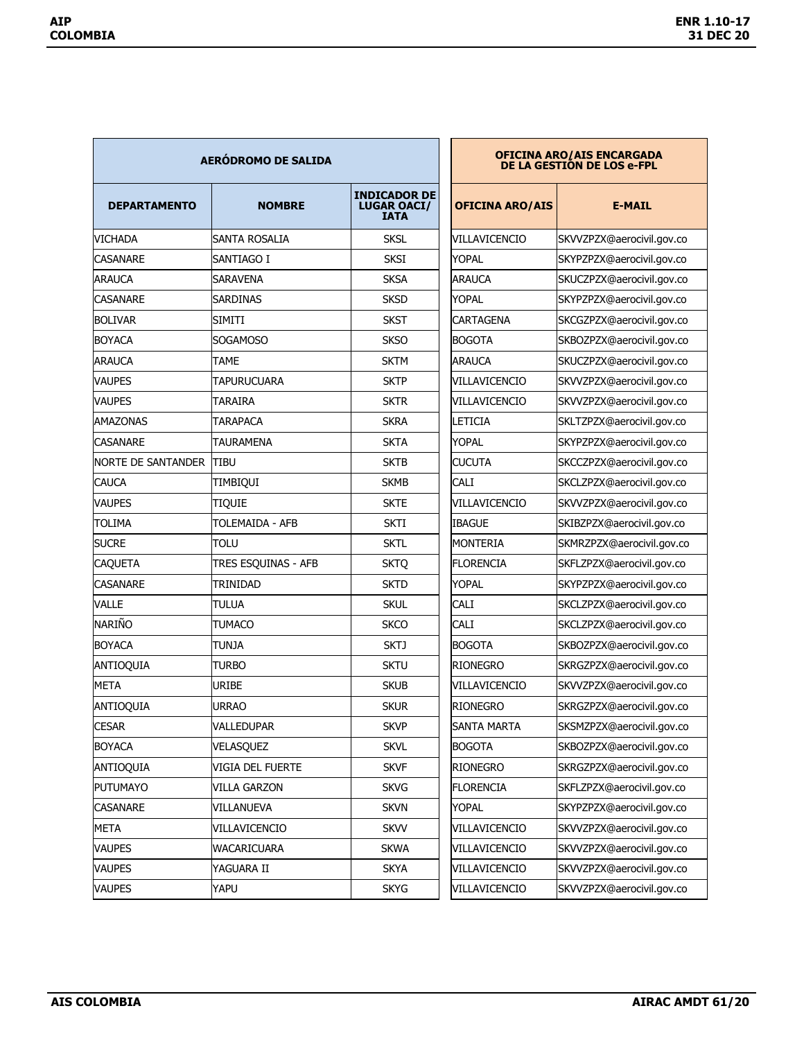| AERÓDROMO DE SALIDA | | | OFICINA ARO/AIS ENCARGADA DE LA GESTIÓN DE LOS e-FPL | |
|---|---|---|---|---|
| **DEPARTAMENTO** | **NOMBRE** | **INDICADOR DE LUGAR OACI/ IATA** | **OFICINA ARO/AIS** | **E-MAIL** |
| VICHADA | SANTA ROSALIA | SKSL | VILLAVICENCIO | SKVVZPZX@aerocivil.gov.co |
| CASANARE | SANTIAGO I | SKSI | YOPAL | SKYPZPZX@aerocivil.gov.co |
| ARAUCA | SARAVENA | SKSA | ARAUCA | SKUCZPZX@aerocivil.gov.co |
| CASANARE | SARDINAS | SKSD | YOPAL | SKYPZPZX@aerocivil.gov.co |
| BOLIVAR | SIMITI | SKST | CARTAGENA | SKCGZPZX@aerocivil.gov.co |
| BOYACA | SOGAMOSO | SKSO | BOGOTA | SKBOZPZX@aerocivil.gov.co |
| ARAUCA | TAME | SKTM | ARAUCA | SKUCZPZX@aerocivil.gov.co |
| VAUPES | TAPURUCUARA | SKTP | VILLAVICENCIO | SKVVZPZX@aerocivil.gov.co |
| VAUPES | TARAIRA | SKTR | VILLAVICENCIO | SKVVZPZX@aerocivil.gov.co |
| AMAZONAS | TARAPACA | SKRA | LETICIA | SKLTZPZX@aerocivil.gov.co |
| CASANARE | TAURAMENA | SKTA | YOPAL | SKYPZPZX@aerocivil.gov.co |
| NORTE DE SANTANDER | TIBU | SKTB | CUCUTA | SKCCZPZX@aerocivil.gov.co |
| CAUCA | TIMBIQUI | SKMB | CALI | SKCLZPZX@aerocivil.gov.co |
| VAUPES | TIQUIE | SKTE | VILLAVICENCIO | SKVVZPZX@aerocivil.gov.co |
| TOLIMA | TOLEMAIDA - AFB | SKTI | IBAGUE | SKIBZPZX@aerocivil.gov.co |
| SUCRE | TOLU | SKTL | MONTERIA | SKMRZPZX@aerocivil.gov.co |
| CAQUETA | TRES ESQUINAS - AFB | SKTQ | FLORENCIA | SKFLZPZX@aerocivil.gov.co |
| CASANARE | TRINIDAD | SKTD | YOPAL | SKYPZPZX@aerocivil.gov.co |
| VALLE | TULUA | SKUL | CALI | SKCLZPZX@aerocivil.gov.co |
| NARIÑO | TUMACO | SKCO | CALI | SKCLZPZX@aerocivil.gov.co |
| BOYACA | TUNJA | SKTJ | BOGOTA | SKBOZPZX@aerocivil.gov.co |
| ANTIOQUIA | TURBO | SKTU | RIONEGRO | SKRGZPZX@aerocivil.gov.co |
| META | URIBE | SKUB | VILLAVICENCIO | SKVVZPZX@aerocivil.gov.co |
| ANTIOQUIA | URRAO | SKUR | RIONEGRO | SKRGZPZX@aerocivil.gov.co |
| CESAR | VALLEDUPAR | SKVP | SANTA MARTA | SKSMZPZX@aerocivil.gov.co |
| BOYACA | VELASQUEZ | SKVL | BOGOTA | SKBOZPZX@aerocivil.gov.co |
| ANTIOQUIA | VIGIA DEL FUERTE | SKVF | RIONEGRO | SKRGZPZX@aerocivil.gov.co |
| PUTUMAYO | VILLA GARZON | SKVG | FLORENCIA | SKFLZPZX@aerocivil.gov.co |
| CASANARE | VILLANUEVA | SKVN | YOPAL | SKYPZPZX@aerocivil.gov.co |
| META | VILLAVICENCIO | SKVV | VILLAVICENCIO | SKVVZPZX@aerocivil.gov.co |
| VAUPES | WACARICUARA | SKWA | VILLAVICENCIO | SKVVZPZX@aerocivil.gov.co |
| VAUPES | YAGUARA II | SKYA | VILLAVICENCIO | SKVVZPZX@aerocivil.gov.co |
| VAUPES | YAPU | SKYG | VILLAVICENCIO | SKVVZPZX@aerocivil.gov.co |